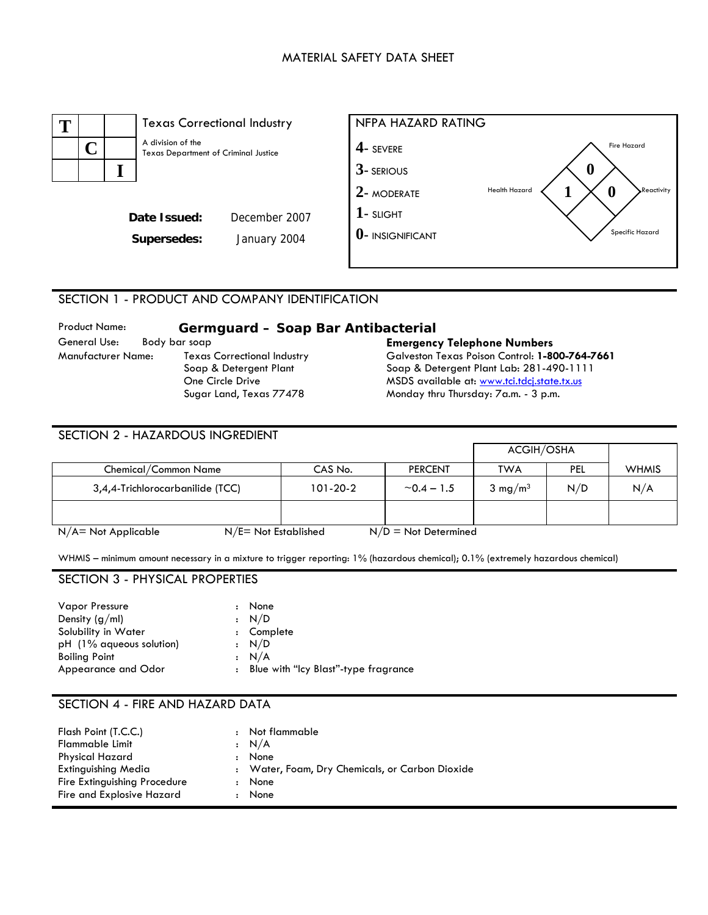# MATERIAL SAFETY DATA SHEET

**T C I**

Texas Correctional Industry

A division of the Texas Department of Criminal Justice

**Date Issued:** December 2007

**Supersedes:** January 2004

**NFPA HAZARD RATING**

- 4- SEVERE
- 3- SERIOUS
- 2- MODERATE
- 1- SLIGHT
- 0- INSIGNIFICANT

Fire Hazard: 0
Health Hazard: 1
Reactivity: 0
Specific Hazard:

## SECTION 1 - PRODUCT AND COMPANY IDENTIFICATION

Product Name: **Germguard – Soap Bar Antibacterial**

General Use: Body bar soap

Manufacturer Name: Texas Correctional Industry
Soap & Detergent Plant
One Circle Drive
Sugar Land, Texas 77478

**Emergency Telephone Numbers**

Galveston Texas Poison Control: **1-800-764-7661**
Soap & Detergent Plant Lab: 281-490-1111
MSDS available at: www.tci.tdcj.state.tx.us
Monday thru Thursday: 7a.m. - 3 p.m.

## SECTION 2 - HAZARDOUS INGREDIENT

| Chemical/Common Name | CAS No. | PERCENT | ACGIH/OSHA | | WHMIS |
|---|---|---|---|---|---|
| | | | TWA | PEL | |
| 3,4,4-Trichlorocarbanilide (TCC) | 101-20-2 | ~0.4 – 1.5 | 3 $mg/m^3$ | N/D | N/A |
| | | | | | |

N/A= Not Applicable N/E= Not Established N/D = Not Determined

WHMIS – minimum amount necessary in a mixture to trigger reporting: 1% (hazardous chemical); 0.1% (extremely hazardous chemical)

## SECTION 3 - PHYSICAL PROPERTIES

| | | |
|---|---|---|
| Vapor Pressure | : | None |
| Density (g/ml) | : | N/D |
| Solubility in Water | : | Complete |
| pH (1% aqueous solution) | : | N/D |
| Boiling Point | : | N/A |
| Appearance and Odor | : | Blue with "Icy Blast"-type fragrance |

## SECTION 4 - FIRE AND HAZARD DATA

| | | |
|---|---|---|
| Flash Point (T.C.C.) | : | Not flammable |
| Flammable Limit | : | N/A |
| Physical Hazard | : | None |
| Extinguishing Media | : | Water, Foam, Dry Chemicals, or Carbon Dioxide |
| Fire Extinguishing Procedure | : | None |
| Fire and Explosive Hazard | : | None |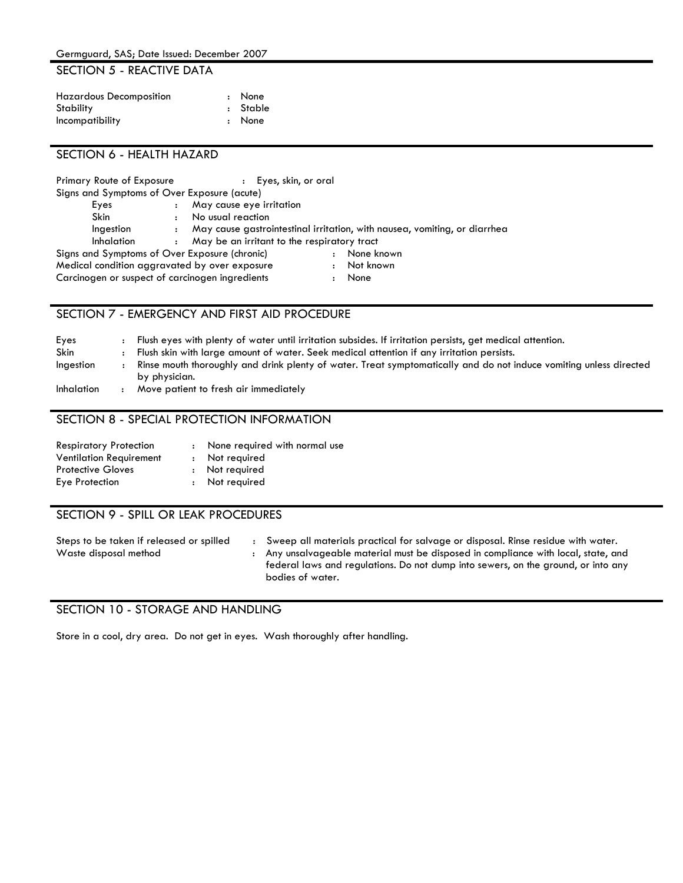## SECTION 5 - REACTIVE DATA

| | | |
|---|---|---|
| Hazardous Decomposition | : | None |
| Stability | : | Stable |
| Incompatibility | : | None |

## SECTION 6 - HEALTH HAZARD

Primary Route of Exposure : Eyes, skin, or oral

Signs and Symptoms of Over Exposure (acute)

| | | |
|---|---|---|
| Eyes | : | May cause eye irritation |
| Skin | : | No usual reaction |
| Ingestion | : | May cause gastrointestinal irritation, with nausea, vomiting, or diarrhea |
| Inhalation | : | May be an irritant to the respiratory tract |

| | | |
|---|---|---|
| Signs and Symptoms of Over Exposure (chronic) | : | None known |
| Medical condition aggravated by over exposure | : | Not known |
| Carcinogen or suspect of carcinogen ingredients | : | None |

## SECTION 7 - EMERGENCY AND FIRST AID PROCEDURE

| | | |
|---|---|---|
| Eyes | : | Flush eyes with plenty of water until irritation subsides. If irritation persists, get medical attention. |
| Skin | : | Flush skin with large amount of water. Seek medical attention if any irritation persists. |
| Ingestion | : | Rinse mouth thoroughly and drink plenty of water. Treat symptomatically and do not induce vomiting unless directed by physician. |
| Inhalation | : | Move patient to fresh air immediately |

## SECTION 8 - SPECIAL PROTECTION INFORMATION

| | | |
|---|---|---|
| Respiratory Protection | : | None required with normal use |
| Ventilation Requirement | : | Not required |
| Protective Gloves | : | Not required |
| Eye Protection | : | Not required |

## SECTION 9 - SPILL OR LEAK PROCEDURES

| | | |
|---|---|---|
| Steps to be taken if released or spilled | : | Sweep all materials practical for salvage or disposal. Rinse residue with water. |
| Waste disposal method | : | Any unsalvageable material must be disposed in compliance with local, state, and federal laws and regulations. Do not dump into sewers, on the ground, or into any bodies of water. |

## SECTION 10 - STORAGE AND HANDLING

Store in a cool, dry area. Do not get in eyes. Wash thoroughly after handling.